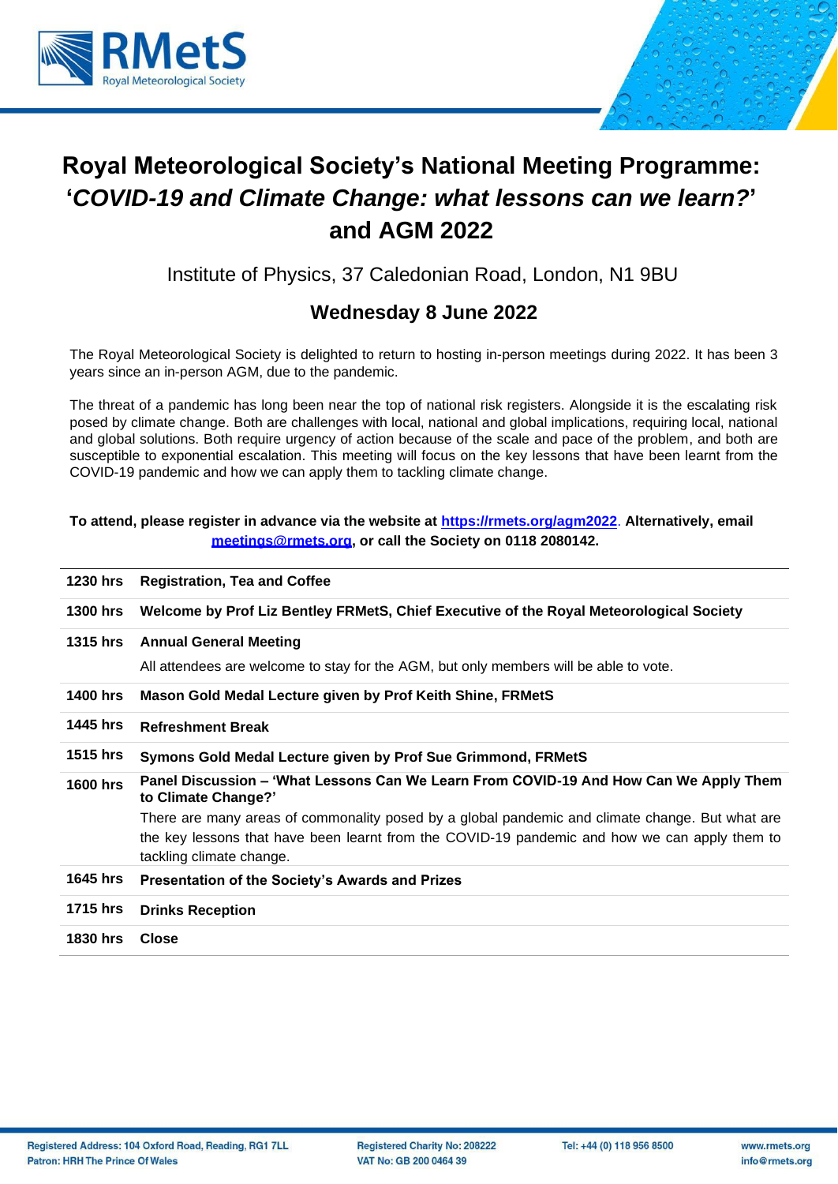RMetS
Royal Meteorological Society

# Royal Meteorological Society's National Meeting Programme: '*COVID-19 and Climate Change: what lessons can we learn?*' and AGM 2022

Institute of Physics, 37 Caledonian Road, London, N1 9BU

## Wednesday 8 June 2022

The Royal Meteorological Society is delighted to return to hosting in-person meetings during 2022. It has been 3 years since an in-person AGM, due to the pandemic.

The threat of a pandemic has long been near the top of national risk registers. Alongside it is the escalating risk posed by climate change. Both are challenges with local, national and global implications, requiring local, national and global solutions. Both require urgency of action because of the scale and pace of the problem, and both are susceptible to exponential escalation. This meeting will focus on the key lessons that have been learnt from the COVID-19 pandemic and how we can apply them to tackling climate change.

**To attend, please register in advance via the website at https://rmets.org/agm2022. Alternatively, email meetings@rmets.org, or call the Society on 0118 2080142.**

| Time | Programme |
|---|---|
| **1230 hrs** | **Registration, Tea and Coffee** |
| **1300 hrs** | **Welcome by Prof Liz Bentley FRMetS, Chief Executive of the Royal Meteorological Society** |
| **1315 hrs** | **Annual General Meeting**<br>All attendees are welcome to stay for the AGM, but only members will be able to vote. |
| **1400 hrs** | **Mason Gold Medal Lecture given by Prof Keith Shine, FRMetS** |
| **1445 hrs** | **Refreshment Break** |
| **1515 hrs** | **Symons Gold Medal Lecture given by Prof Sue Grimmond, FRMetS** |
| **1600 hrs** | **Panel Discussion – 'What Lessons Can We Learn From COVID-19 And How Can We Apply Them to Climate Change?'**<br>There are many areas of commonality posed by a global pandemic and climate change. But what are the key lessons that have been learnt from the COVID-19 pandemic and how we can apply them to tackling climate change. |
| **1645 hrs** | **Presentation of the Society's Awards and Prizes** |
| **1715 hrs** | **Drinks Reception** |
| **1830 hrs** | **Close** |

Registered Address: 104 Oxford Road, Reading, RG1 7LL
Patron: HRH The Prince Of Wales

Registered Charity No: 208222
VAT No: GB 200 0464 39

Tel: +44 (0) 118 956 8500

www.rmets.org
info@rmets.org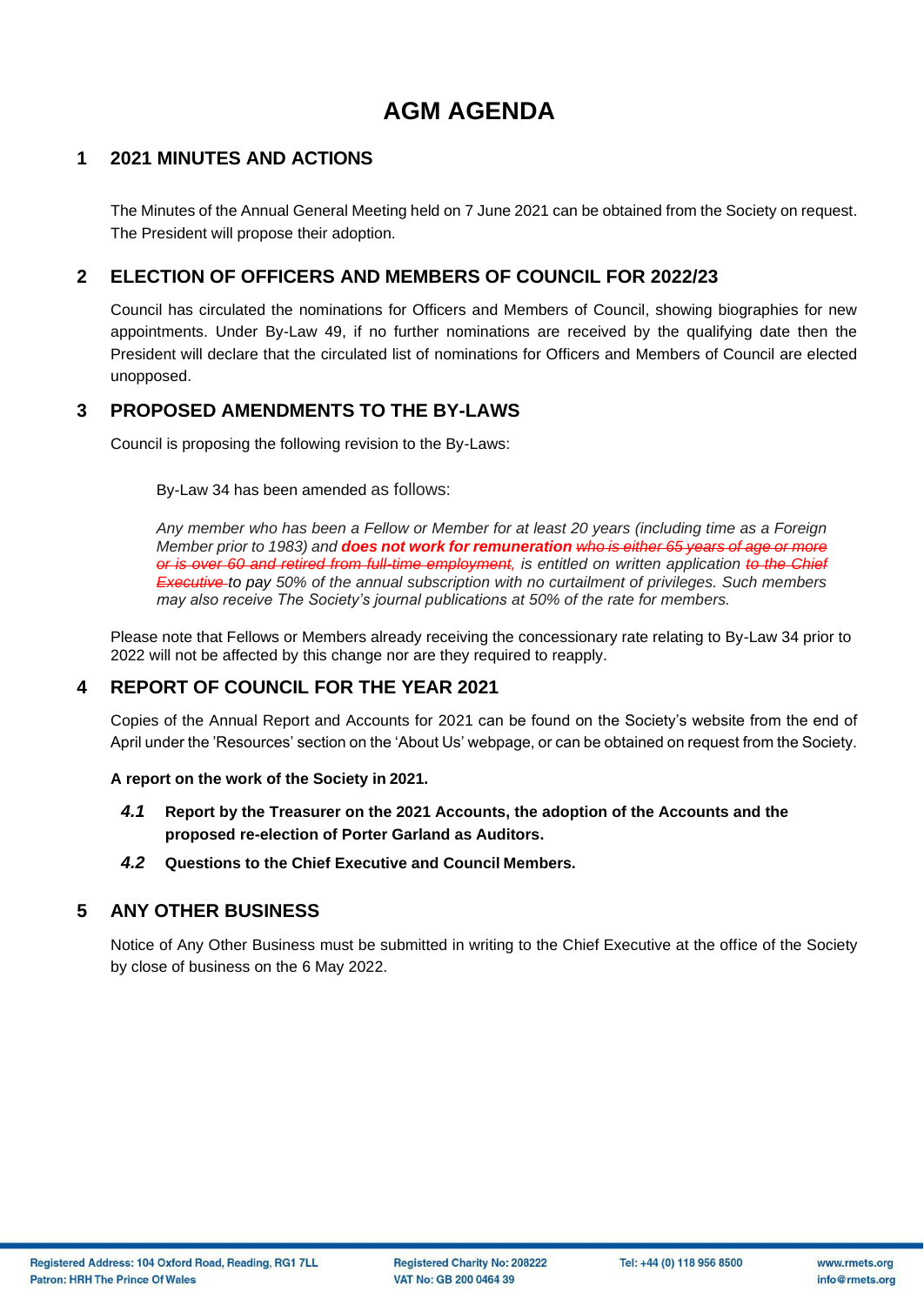# AGM AGENDA

## 1 2021 MINUTES AND ACTIONS

The Minutes of the Annual General Meeting held on 7 June 2021 can be obtained from the Society on request. The President will propose their adoption.

## 2 ELECTION OF OFFICERS AND MEMBERS OF COUNCIL FOR 2022/23

Council has circulated the nominations for Officers and Members of Council, showing biographies for new appointments. Under By-Law 49, if no further nominations are received by the qualifying date then the President will declare that the circulated list of nominations for Officers and Members of Council are elected unopposed.

## 3 PROPOSED AMENDMENTS TO THE BY-LAWS

Council is proposing the following revision to the By-Laws:

By-Law 34 has been amended as follows:

*Any member who has been a Fellow or Member for at least 20 years (including time as a Foreign Member prior to 1983) and* ***does not work for remuneration*** ~~*who is either 65 years of age or more or is over 60 and retired from full-time employment*~~*, is entitled on written application* ~~*to the Chief Executive*~~ *to pay 50% of the annual subscription with no curtailment of privileges. Such members may also receive The Society's journal publications at 50% of the rate for members.*

Please note that Fellows or Members already receiving the concessionary rate relating to By-Law 34 prior to 2022 will not be affected by this change nor are they required to reapply.

## 4 REPORT OF COUNCIL FOR THE YEAR 2021

Copies of the Annual Report and Accounts for 2021 can be found on the Society's website from the end of April under the 'Resources' section on the 'About Us' webpage, or can be obtained on request from the Society.

**A report on the work of the Society in 2021.**

***4.1*** **Report by the Treasurer on the 2021 Accounts, the adoption of the Accounts and the proposed re-election of Porter Garland as Auditors.**

***4.2*** **Questions to the Chief Executive and Council Members.**

## 5 ANY OTHER BUSINESS

Notice of Any Other Business must be submitted in writing to the Chief Executive at the office of the Society by close of business on the 6 May 2022.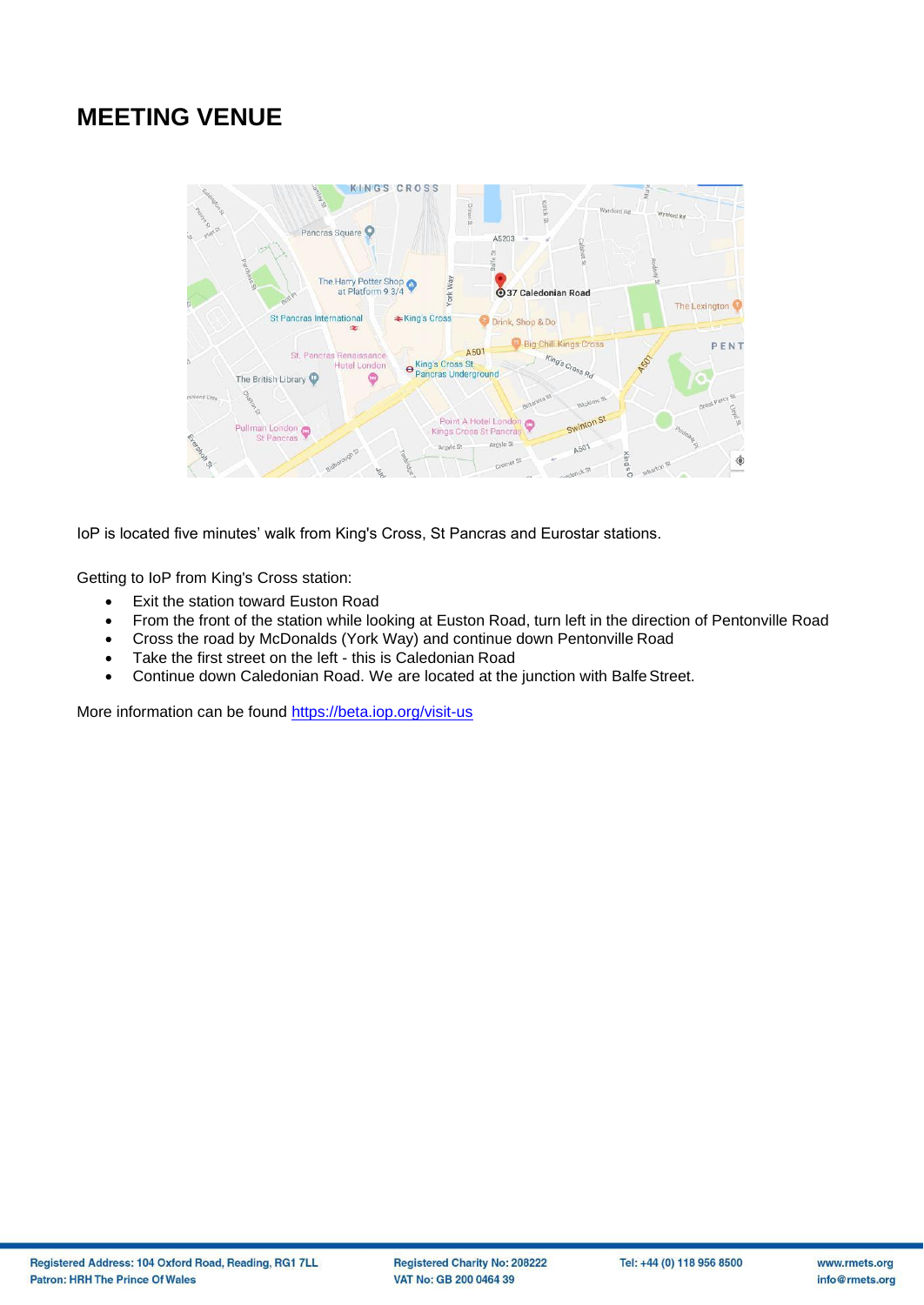# MEETING VENUE

IoP is located five minutes' walk from King's Cross, St Pancras and Eurostar stations.

Getting to IoP from King's Cross station:

- Exit the station toward Euston Road
- From the front of the station while looking at Euston Road, turn left in the direction of Pentonville Road
- Cross the road by McDonalds (York Way) and continue down Pentonville Road
- Take the first street on the left - this is Caledonian Road
- Continue down Caledonian Road. We are located at the junction with Balfe Street.

More information can be found https://beta.iop.org/visit-us

Registered Address: 104 Oxford Road, Reading, RG1 7LL
Patron: HRH The Prince Of Wales

Registered Charity No: 208222
VAT No: GB 200 0464 39

Tel: +44 (0) 118 956 8500

www.rmets.org
info@rmets.org